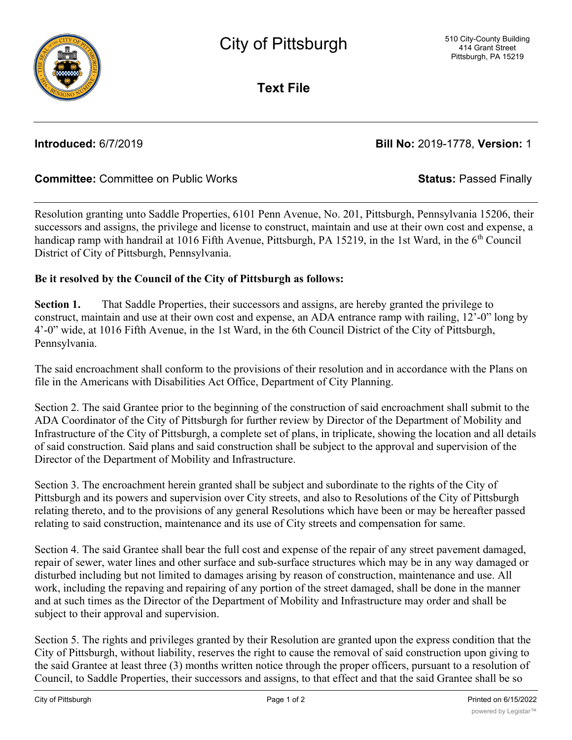# City of Pittsburgh

510 City-County Building
414 Grant Street
Pittsburgh, PA 15219

## Text File

**Introduced:** 6/7/2019 **Bill No:** 2019-1778, **Version:** 1

**Committee:** Committee on Public Works **Status:** Passed Finally

---

Resolution granting unto Saddle Properties, 6101 Penn Avenue, No. 201, Pittsburgh, Pennsylvania 15206, their successors and assigns, the privilege and license to construct, maintain and use at their own cost and expense, a handicap ramp with handrail at 1016 Fifth Avenue, Pittsburgh, PA 15219, in the 1st Ward, in the 6th Council District of City of Pittsburgh, Pennsylvania.

**Be it resolved by the Council of the City of Pittsburgh as follows:**

**Section 1.** That Saddle Properties, their successors and assigns, are hereby granted the privilege to construct, maintain and use at their own cost and expense, an ADA entrance ramp with railing, 12'-0" long by 4'-0" wide, at 1016 Fifth Avenue, in the 1st Ward, in the 6th Council District of the City of Pittsburgh, Pennsylvania.

The said encroachment shall conform to the provisions of their resolution and in accordance with the Plans on file in the Americans with Disabilities Act Office, Department of City Planning.

Section 2. The said Grantee prior to the beginning of the construction of said encroachment shall submit to the ADA Coordinator of the City of Pittsburgh for further review by Director of the Department of Mobility and Infrastructure of the City of Pittsburgh, a complete set of plans, in triplicate, showing the location and all details of said construction. Said plans and said construction shall be subject to the approval and supervision of the Director of the Department of Mobility and Infrastructure.

Section 3. The encroachment herein granted shall be subject and subordinate to the rights of the City of Pittsburgh and its powers and supervision over City streets, and also to Resolutions of the City of Pittsburgh relating thereto, and to the provisions of any general Resolutions which have been or may be hereafter passed relating to said construction, maintenance and its use of City streets and compensation for same.

Section 4. The said Grantee shall bear the full cost and expense of the repair of any street pavement damaged, repair of sewer, water lines and other surface and sub-surface structures which may be in any way damaged or disturbed including but not limited to damages arising by reason of construction, maintenance and use. All work, including the repaving and repairing of any portion of the street damaged, shall be done in the manner and at such times as the Director of the Department of Mobility and Infrastructure may order and shall be subject to their approval and supervision.

Section 5. The rights and privileges granted by their Resolution are granted upon the express condition that the City of Pittsburgh, without liability, reserves the right to cause the removal of said construction upon giving to the said Grantee at least three (3) months written notice through the proper officers, pursuant to a resolution of Council, to Saddle Properties, their successors and assigns, to that effect and that the said Grantee shall be so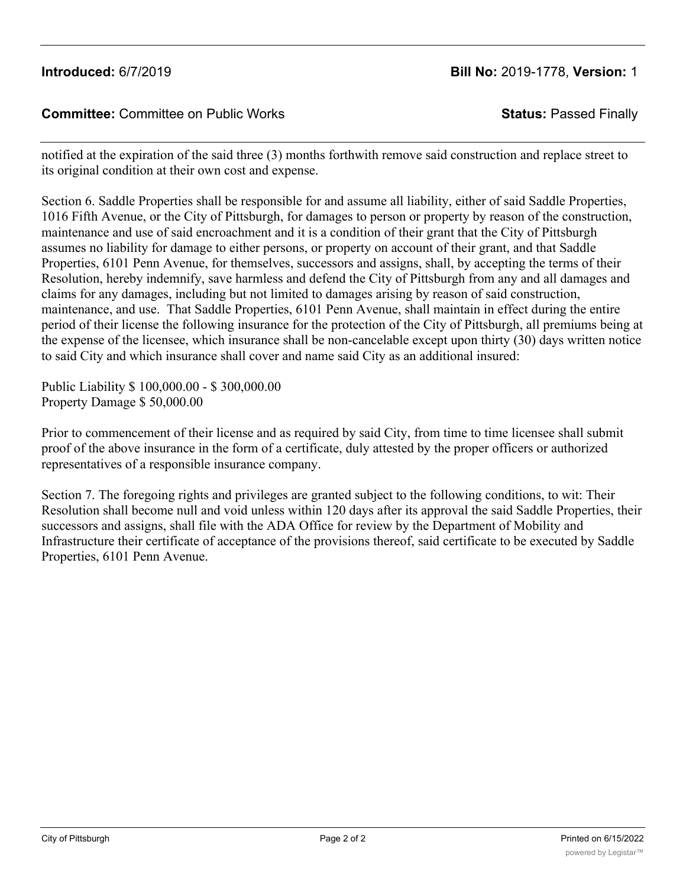notified at the expiration of the said three (3) months forthwith remove said construction and replace street to its original condition at their own cost and expense.

Section 6. Saddle Properties shall be responsible for and assume all liability, either of said Saddle Properties, 1016 Fifth Avenue, or the City of Pittsburgh, for damages to person or property by reason of the construction, maintenance and use of said encroachment and it is a condition of their grant that the City of Pittsburgh assumes no liability for damage to either persons, or property on account of their grant, and that Saddle Properties, 6101 Penn Avenue, for themselves, successors and assigns, shall, by accepting the terms of their Resolution, hereby indemnify, save harmless and defend the City of Pittsburgh from any and all damages and claims for any damages, including but not limited to damages arising by reason of said construction, maintenance, and use. That Saddle Properties, 6101 Penn Avenue, shall maintain in effect during the entire period of their license the following insurance for the protection of the City of Pittsburgh, all premiums being at the expense of the licensee, which insurance shall be non-cancelable except upon thirty (30) days written notice to said City and which insurance shall cover and name said City as an additional insured:

Public Liability $ 100,000.00 - $ 300,000.00
Property Damage $ 50,000.00

Prior to commencement of their license and as required by said City, from time to time licensee shall submit proof of the above insurance in the form of a certificate, duly attested by the proper officers or authorized representatives of a responsible insurance company.

Section 7. The foregoing rights and privileges are granted subject to the following conditions, to wit: Their Resolution shall become null and void unless within 120 days after its approval the said Saddle Properties, their successors and assigns, shall file with the ADA Office for review by the Department of Mobility and Infrastructure their certificate of acceptance of the provisions thereof, said certificate to be executed by Saddle Properties, 6101 Penn Avenue.